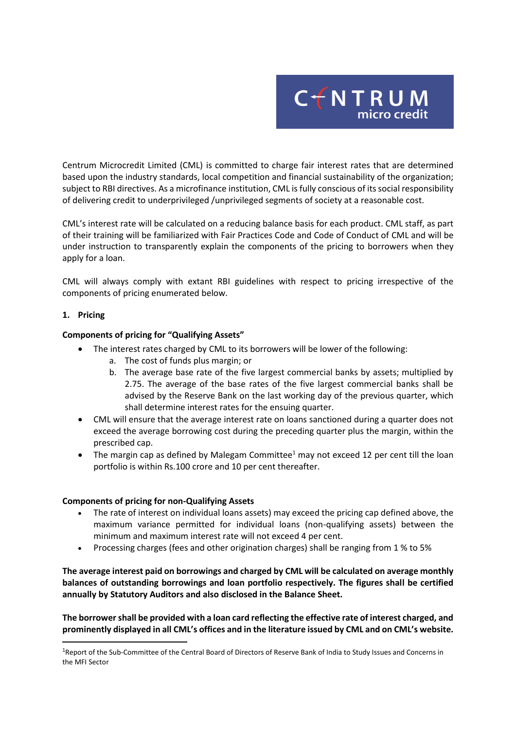Centrum Microcredit Limited (CML) is committed to charge fair interest rates that are determined based upon the industry standards, local competition and financial sustainability of the organization; subject to RBI directives. As a microfinance institution, CML is fully conscious of its social responsibility of delivering credit to underprivileged /unprivileged segments of society at a reasonable cost.

CML's interest rate will be calculated on a reducing balance basis for each product. CML staff, as part of their training will be familiarized with Fair Practices Code and Code of Conduct of CML and will be under instruction to transparently explain the components of the pricing to borrowers when they apply for a loan.

CML will always comply with extant RBI guidelines with respect to pricing irrespective of the components of pricing enumerated below.

## 1. Pricing

**Components of pricing for "Qualifying Assets"**

- The interest rates charged by CML to its borrowers will be lower of the following:
    a. The cost of funds plus margin; or
    b. The average base rate of the five largest commercial banks by assets; multiplied by 2.75. The average of the base rates of the five largest commercial banks shall be advised by the Reserve Bank on the last working day of the previous quarter, which shall determine interest rates for the ensuing quarter.
- CML will ensure that the average interest rate on loans sanctioned during a quarter does not exceed the average borrowing cost during the preceding quarter plus the margin, within the prescribed cap.
- The margin cap as defined by Malegam Committee[1] may not exceed 12 per cent till the loan portfolio is within Rs.100 crore and 10 per cent thereafter.

**Components of pricing for non-Qualifying Assets**

- The rate of interest on individual loans assets) may exceed the pricing cap defined above, the maximum variance permitted for individual loans (non-qualifying assets) between the minimum and maximum interest rate will not exceed 4 per cent.
- Processing charges (fees and other origination charges) shall be ranging from 1 % to 5%

**The average interest paid on borrowings and charged by CML will be calculated on average monthly balances of outstanding borrowings and loan portfolio respectively. The figures shall be certified annually by Statutory Auditors and also disclosed in the Balance Sheet.**

**The borrower shall be provided with a loan card reflecting the effective rate of interest charged, and prominently displayed in all CML's offices and in the literature issued by CML and on CML's website.**

---

[1] Report of the Sub-Committee of the Central Board of Directors of Reserve Bank of India to Study Issues and Concerns in the MFI Sector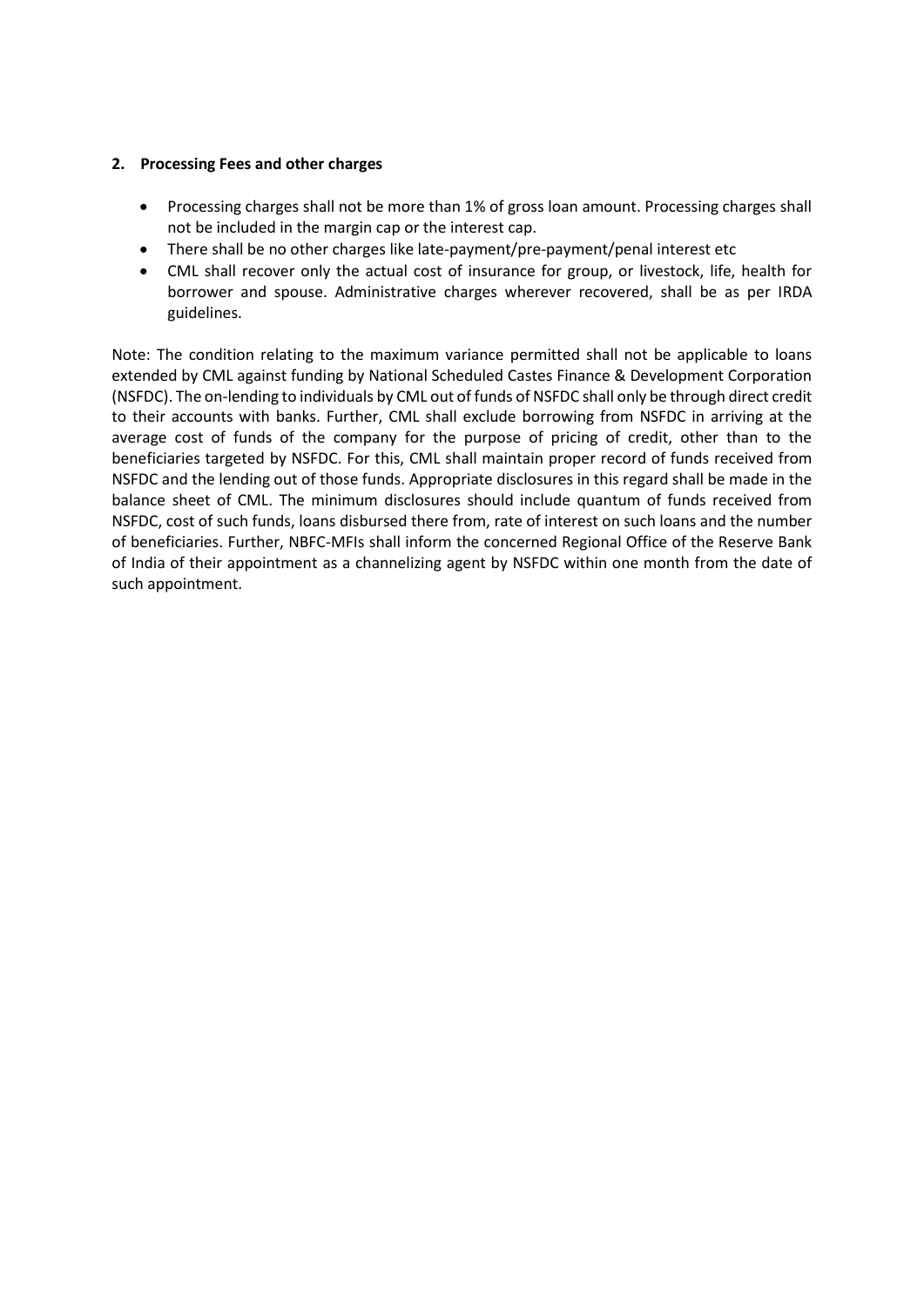## 2. Processing Fees and other charges

- Processing charges shall not be more than 1% of gross loan amount. Processing charges shall not be included in the margin cap or the interest cap.
- There shall be no other charges like late-payment/pre-payment/penal interest etc
- CML shall recover only the actual cost of insurance for group, or livestock, life, health for borrower and spouse. Administrative charges wherever recovered, shall be as per IRDA guidelines.

Note: The condition relating to the maximum variance permitted shall not be applicable to loans extended by CML against funding by National Scheduled Castes Finance & Development Corporation (NSFDC). The on-lending to individuals by CML out of funds of NSFDC shall only be through direct credit to their accounts with banks. Further, CML shall exclude borrowing from NSFDC in arriving at the average cost of funds of the company for the purpose of pricing of credit, other than to the beneficiaries targeted by NSFDC. For this, CML shall maintain proper record of funds received from NSFDC and the lending out of those funds. Appropriate disclosures in this regard shall be made in the balance sheet of CML. The minimum disclosures should include quantum of funds received from NSFDC, cost of such funds, loans disbursed there from, rate of interest on such loans and the number of beneficiaries. Further, NBFC-MFIs shall inform the concerned Regional Office of the Reserve Bank of India of their appointment as a channelizing agent by NSFDC within one month from the date of such appointment.